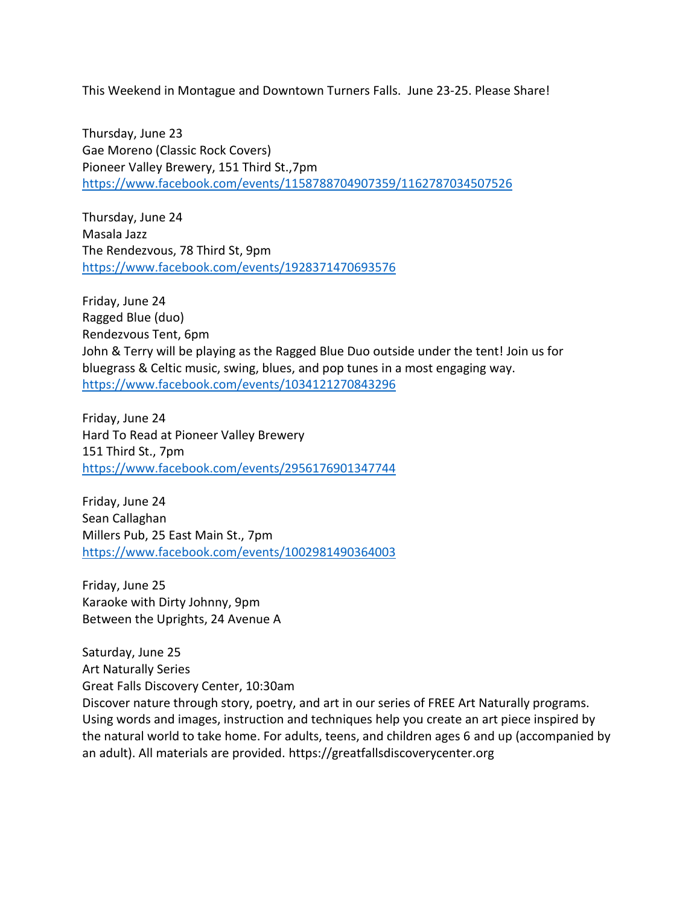This Weekend in Montague and Downtown Turners Falls. June 23-25. Please Share!

Thursday, June 23
Gae Moreno (Classic Rock Covers)
Pioneer Valley Brewery, 151 Third St.,7pm
https://www.facebook.com/events/1158788704907359/1162787034507526

Thursday, June 24
Masala Jazz
The Rendezvous, 78 Third St, 9pm
https://www.facebook.com/events/1928371470693576

Friday, June 24
Ragged Blue (duo)
Rendezvous Tent, 6pm
John & Terry will be playing as the Ragged Blue Duo outside under the tent! Join us for bluegrass & Celtic music, swing, blues, and pop tunes in a most engaging way.
https://www.facebook.com/events/1034121270843296

Friday, June 24
Hard To Read at Pioneer Valley Brewery
151 Third St., 7pm
https://www.facebook.com/events/2956176901347744

Friday, June 24
Sean Callaghan
Millers Pub, 25 East Main St., 7pm
https://www.facebook.com/events/1002981490364003

Friday, June 25
Karaoke with Dirty Johnny, 9pm
Between the Uprights, 24 Avenue A

Saturday, June 25
Art Naturally Series
Great Falls Discovery Center, 10:30am
Discover nature through story, poetry, and art in our series of FREE Art Naturally programs. Using words and images, instruction and techniques help you create an art piece inspired by the natural world to take home. For adults, teens, and children ages 6 and up (accompanied by an adult). All materials are provided. https://greatfallsdiscoverycenter.org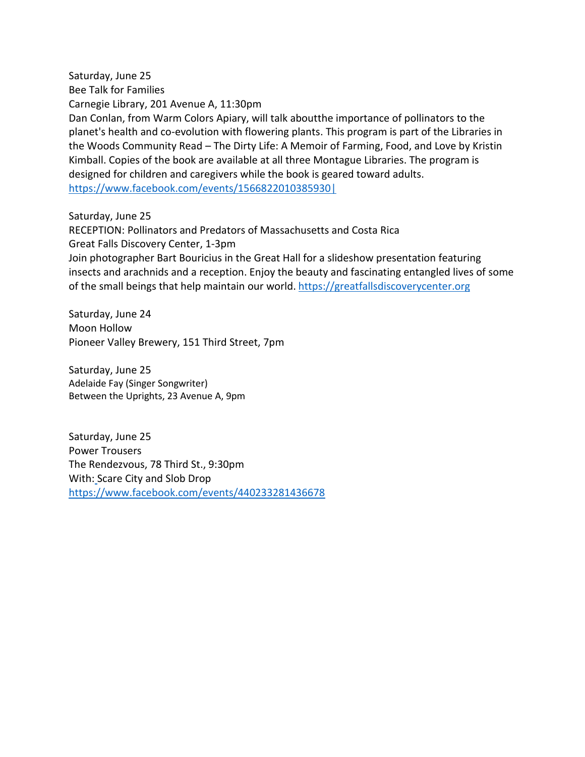Saturday, June 25
Bee Talk for Families
Carnegie Library, 201 Avenue A, 11:30pm
Dan Conlan, from Warm Colors Apiary, will talk aboutthe importance of pollinators to the planet's health and co-evolution with flowering plants. This program is part of the Libraries in the Woods Community Read – The Dirty Life: A Memoir of Farming, Food, and Love by Kristin Kimball. Copies of the book are available at all three Montague Libraries. The program is designed for children and caregivers while the book is geared toward adults.
https://www.facebook.com/events/1566822010385930|

Saturday, June 25
RECEPTION: Pollinators and Predators of Massachusetts and Costa Rica
Great Falls Discovery Center, 1-3pm
Join photographer Bart Bouricius in the Great Hall for a slideshow presentation featuring insects and arachnids and a reception. Enjoy the beauty and fascinating entangled lives of some of the small beings that help maintain our world. https://greatfallsdiscoverycenter.org

Saturday, June 24
Moon Hollow
Pioneer Valley Brewery, 151 Third Street, 7pm

Saturday, June 25
Adelaide Fay (Singer Songwriter)
Between the Uprights, 23 Avenue A, 9pm

Saturday, June 25
Power Trousers
The Rendezvous, 78 Third St., 9:30pm
With: Scare City and Slob Drop
https://www.facebook.com/events/440233281436678